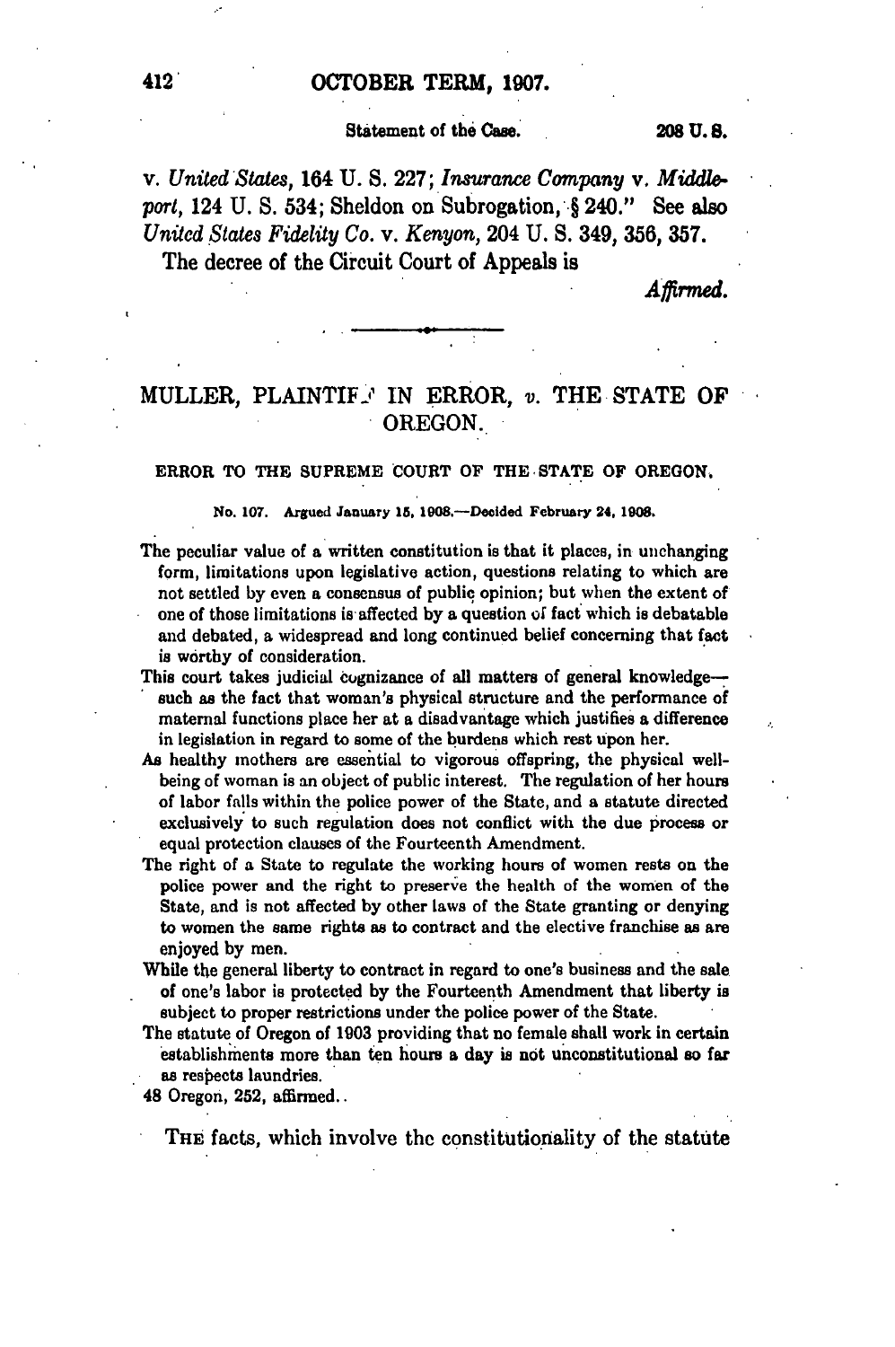v. *United States*, 164 U. S. 227; *Insurance Company* v. *Middleport*, 124 U. S. 534; Sheldon on Subrogation, § 240." See also *United States Fidelity Co.* v. *Kenyon*, 204 U. S. 349, 356, 357.

The decree of the Circuit Court of Appeals is

*Affirmed.*

---

## MULLER, PLAINTIFF IN ERROR, *v.* THE STATE OF OREGON.

ERROR TO THE SUPREME COURT OF THE STATE OF OREGON.

No. 107. Argued January 15, 1908.—Decided February 24, 1908.

The peculiar value of a written constitution is that it places, in unchanging form, limitations upon legislative action, questions relating to which are not settled by even a consensus of public opinion; but when the extent of one of those limitations is affected by a question of fact which is debatable and debated, a widespread and long continued belief concerning that fact is worthy of consideration.

This court takes judicial cognizance of all matters of general knowledge—such as the fact that woman's physical structure and the performance of maternal functions place her at a disadvantage which justifies a difference in legislation in regard to some of the burdens which rest upon her.

As healthy mothers are essential to vigorous offspring, the physical well-being of woman is an object of public interest. The regulation of her hours of labor falls within the police power of the State, and a statute directed exclusively to such regulation does not conflict with the due process or equal protection clauses of the Fourteenth Amendment.

The right of a State to regulate the working hours of women rests on the police power and the right to preserve the health of the women of the State, and is not affected by other laws of the State granting or denying to women the same rights as to contract and the elective franchise as are enjoyed by men.

While the general liberty to contract in regard to one's business and the sale of one's labor is protected by the Fourteenth Amendment that liberty is subject to proper restrictions under the police power of the State.

The statute of Oregon of 1903 providing that no female shall work in certain establishments more than ten hours a day is not unconstitutional so far as respects laundries.

48 Oregon, 252, affirmed.

THE facts, which involve the constitutionality of the statute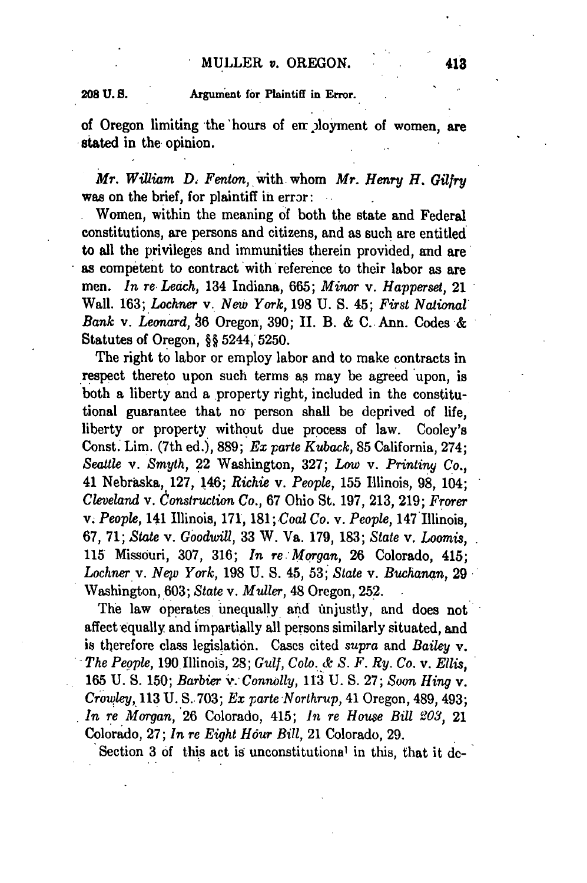of Oregon limiting the hours of employment of women, are stated in the opinion.

*Mr. William D. Fenton,* with whom *Mr. Henry H. Gilfry* was on the brief, for plaintiff in error:

Women, within the meaning of both the state and Federal constitutions, are persons and citizens, and as such are entitled to all the privileges and immunities therein provided, and are as competent to contract with reference to their labor as are men. *In re Leach,* 134 Indiana, 665; *Minor* v. *Happersett,* 21 Wall. 163; *Lochner* v. *New York,* 198 U. S. 45; *First National Bank* v. *Leonard,* 36 Oregon, 390; II. B. & C. Ann. Codes & Statutes of Oregon, §§ 5244, 5250.

The right to labor or employ labor and to make contracts in respect thereto upon such terms as may be agreed upon, is both a liberty and a property right, included in the constitutional guarantee that no person shall be deprived of life, liberty or property without due process of law. Cooley's Const. Lim. (7th ed.), 889; *Ex parte Kuback,* 85 California, 274; *Seattle* v. *Smyth,* 22 Washington, 327; *Low* v. *Printing Co.,* 41 Nebraska, 127, 146; *Richie* v. *People,* 155 Illinois, 98, 104; *Cleveland* v. *Construction Co.,* 67 Ohio St. 197, 213, 219; *Frorer* v. *People,* 141 Illinois, 171, 181; *Coal Co.* v. *People,* 147 Illinois, 67, 71; *State* v. *Goodwill,* 33 W. Va. 179, 183; *State* v. *Loomis,* 115 Missouri, 307, 316; *In re Morgan,* 26 Colorado, 415; *Lochner* v. *New York,* 198 U. S. 45, 53; *State* v. *Buchanan,* 29 Washington, 603; *State* v. *Muller,* 48 Oregon, 252.

The law operates unequally and unjustly, and does not affect equally and impartially all persons similarly situated, and is therefore class legislation. Cases cited *supra* and *Bailey* v. *The People,* 190 Illinois, 28; *Gulf, Colo. & S. F. Ry. Co.* v. *Ellis,* 165 U. S. 150; *Barbier* v. *Connolly,* 113 U. S. 27; *Soon Hing* v. *Crowley,* 113 U. S. 703; *Ex parte Northrup,* 41 Oregon, 489, 493; *In re Morgan,* 26 Colorado, 415; *In re House Bill 203,* 21 Colorado, 27; *In re Eight Hour Bill,* 21 Colorado, 29.

Section 3 of this act is unconstitutional in this, that it de-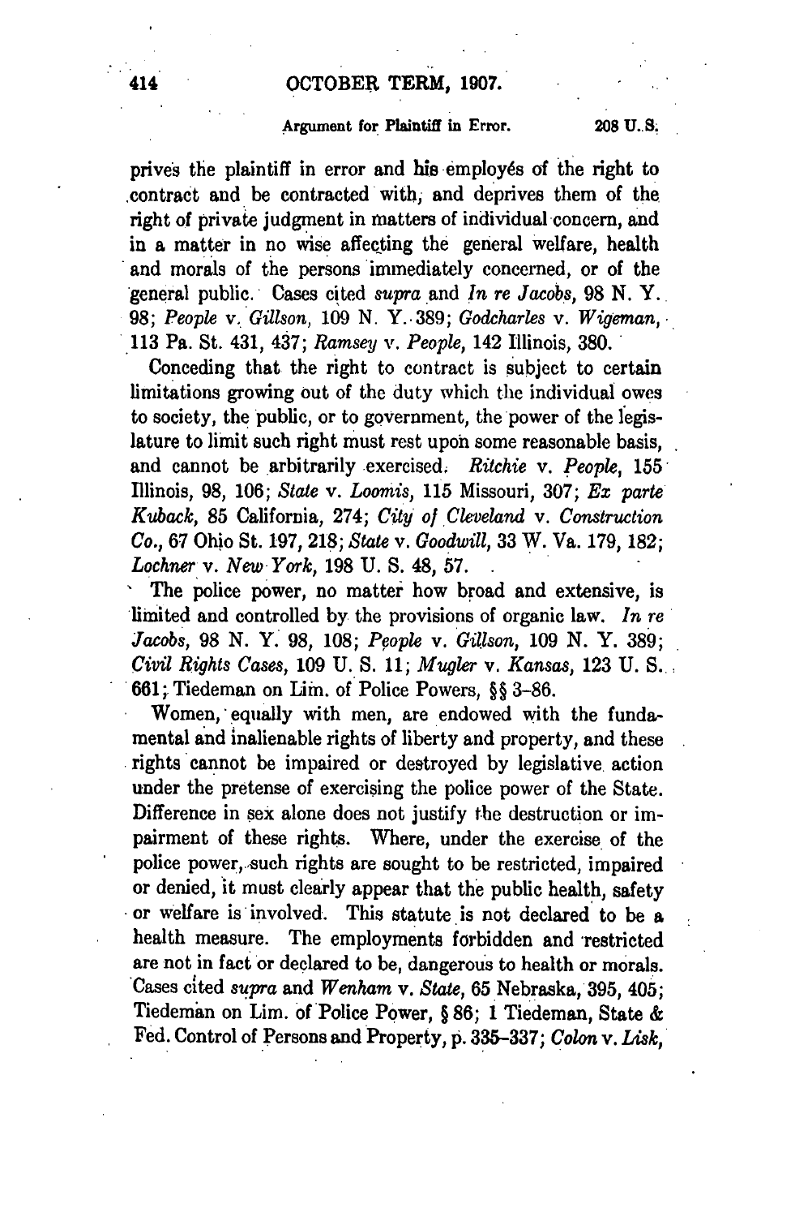prives the plaintiff in error and his employés of the right to contract and be contracted with, and deprives them of the right of private judgment in matters of individual concern, and in a matter in no wise affecting the general welfare, health and morals of the persons immediately concerned, or of the general public. Cases cited *supra* and *In re Jacobs*, 98 N. Y. 98; *People* v. *Gillson*, 109 N. Y. 389; *Godcharles* v. *Wigeman*, 113 Pa. St. 431, 437; *Ramsey* v. *People*, 142 Illinois, 380.

Conceding that the right to contract is subject to certain limitations growing out of the duty which the individual owes to society, the public, or to government, the power of the legislature to limit such right must rest upon some reasonable basis, and cannot be arbitrarily exercised. *Ritchie* v. *People*, 155 Illinois, 98, 106; *State* v. *Loomis*, 115 Missouri, 307; *Ex parte Kuback*, 85 California, 274; *City of Cleveland* v. *Construction Co.*, 67 Ohio St. 197, 218; *State* v. *Goodwill*, 33 W. Va. 179, 182; *Lochner* v. *New York*, 198 U. S. 48, 57.

The police power, no matter how broad and extensive, is limited and controlled by the provisions of organic law. *In re Jacobs*, 98 N. Y. 98, 108; *People* v. *Gillson*, 109 N. Y. 389; *Civil Rights Cases*, 109 U. S. 11; *Mugler* v. *Kansas*, 123 U. S. 661; Tiedeman on Lim. of Police Powers, §§ 3–86.

Women, equally with men, are endowed with the fundamental and inalienable rights of liberty and property, and these rights cannot be impaired or destroyed by legislative action under the pretense of exercising the police power of the State. Difference in sex alone does not justify the destruction or impairment of these rights. Where, under the exercise of the police power, such rights are sought to be restricted, impaired or denied, it must clearly appear that the public health, safety or welfare is involved. This statute is not declared to be a health measure. The employments forbidden and restricted are not in fact or declared to be, dangerous to health or morals. Cases cited *supra* and *Wenham* v. *State*, 65 Nebraska, 395, 405; Tiedeman on Lim. of Police Power, § 86; 1 Tiedeman, State & Fed. Control of Persons and Property, p. 335–337; *Colon* v. *Lisk*,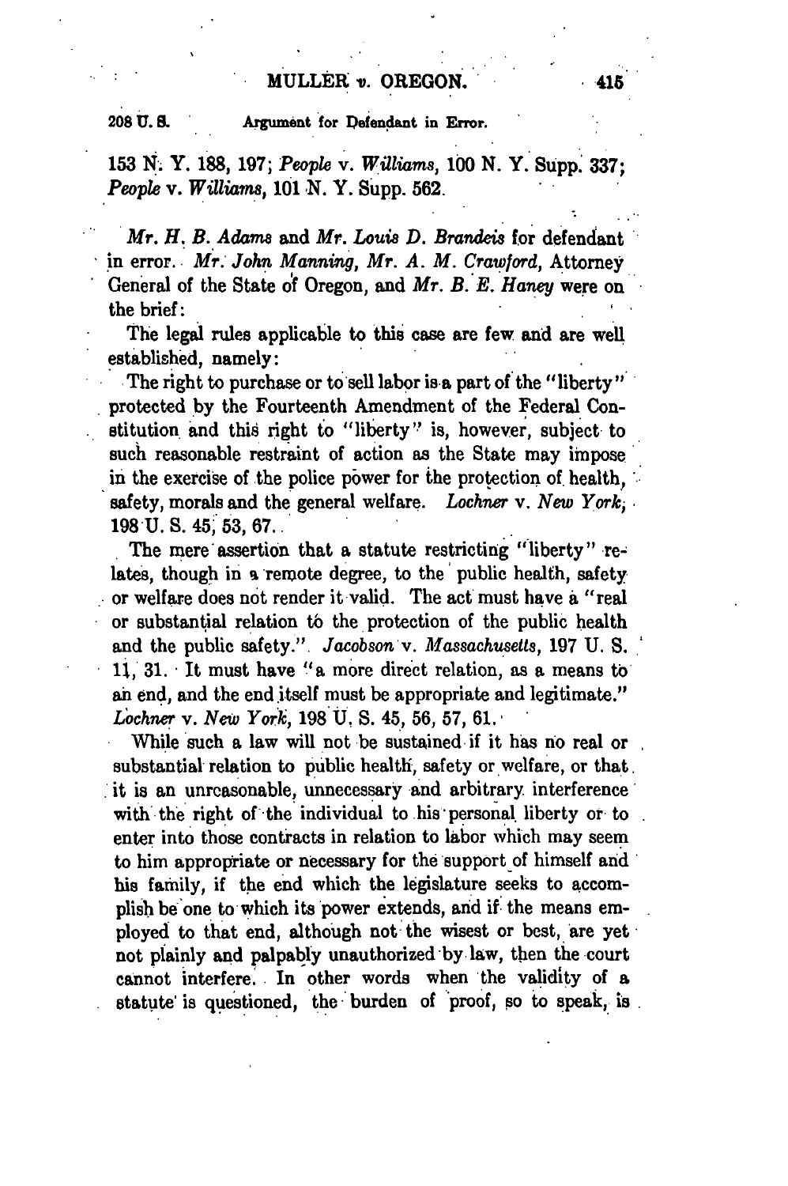153 N. Y. 188, 197; *People* v. *Williams*, 100 N. Y. Supp. 337; *People* v. *Williams*, 101 N. Y. Supp. 562.

*Mr. H. B. Adams* and *Mr. Louis D. Brandeis* for defendant in error. *Mr. John Manning*, *Mr. A. M. Crawford*, Attorney General of the State of Oregon, and *Mr. B. E. Haney* were on the brief:

The legal rules applicable to this case are few and are well established, namely:

The right to purchase or to sell labor is a part of the "liberty" protected by the Fourteenth Amendment of the Federal Constitution and this right to "liberty" is, however, subject to such reasonable restraint of action as the State may impose in the exercise of the police power for the protection of health, safety, morals and the general welfare. *Lochner* v. *New York*, 198 U. S. 45, 53, 67.

The mere assertion that a statute restricting "liberty" relates, though in a remote degree, to the public health, safety or welfare does not render it valid. The act must have a "real or substantial relation to the protection of the public health and the public safety." *Jacobson* v. *Massachusetts*, 197 U. S. 11, 31. It must have "a more direct relation, as a means to an end, and the end itself must be appropriate and legitimate." *Lochner* v. *New York*, 198 U. S. 45, 56, 57, 61.

While such a law will not be sustained if it has no real or substantial relation to public health, safety or welfare, or that it is an unreasonable, unnecessary and arbitrary interference with the right of the individual to his personal liberty or to enter into those contracts in relation to labor which may seem to him appropriate or necessary for the support of himself and his family, if the end which the legislature seeks to accomplish be one to which its power extends, and if the means employed to that end, although not the wisest or best, are yet not plainly and palpably unauthorized by law, then the court cannot interfere. In other words when the validity of a statute is questioned, the burden of proof, so to speak, is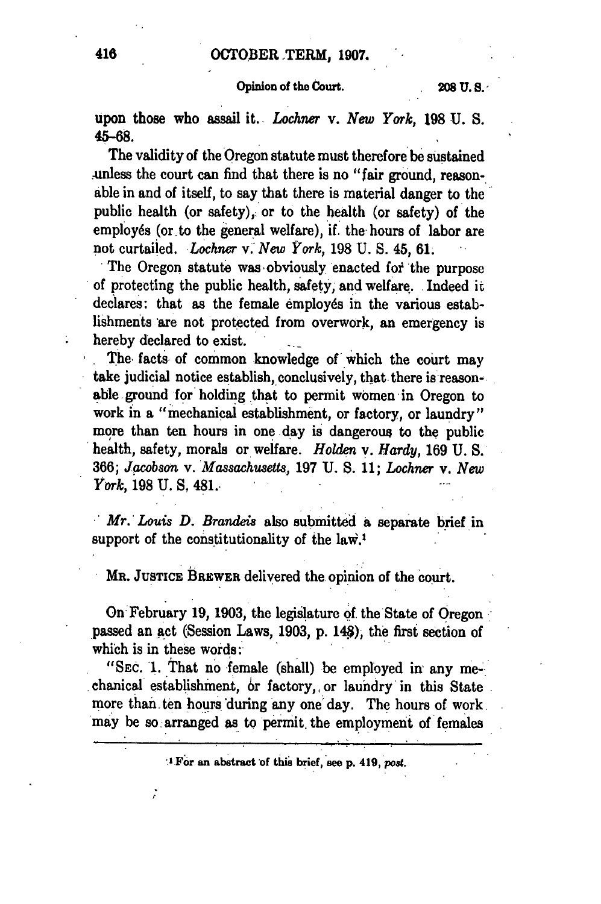upon those who assail it. *Lochner* v. *New York*, 198 U. S. 45–68.

The validity of the Oregon statute must therefore be sustained unless the court can find that there is no "fair ground, reasonable in and of itself, to say that there is material danger to the public health (or safety), or to the health (or safety) of the employés (or to the general welfare), if the hours of labor are not curtailed. *Lochner* v. *New York*, 198 U. S. 45, 61.

The Oregon statute was obviously enacted for the purpose of protecting the public health, safety, and welfare. Indeed it declares: that as the female employés in the various establishments are not protected from overwork, an emergency is hereby declared to exist.

The facts of common knowledge of which the court may take judicial notice establish, conclusively, that there is reasonable ground for holding that to permit women in Oregon to work in a "mechanical establishment, or factory, or laundry" more than ten hours in one day is dangerous to the public health, safety, morals or welfare. *Holden* v. *Hardy*, 169 U. S. 366; *Jacobson* v. *Massachusetts*, 197 U. S. 11; *Lochner* v. *New York*, 198 U. S. 481.

*Mr. Louis D. Brandeis* also submitted a separate brief in support of the constitutionality of the law.[1]

MR. JUSTICE BREWER delivered the opinion of the court.

On February 19, 1903, the legislature of the State of Oregon passed an act (Session Laws, 1903, p. 148), the first section of which is in these words:

"SEC. 1. That no female (shall) be employed in any mechanical establishment, or factory, or laundry in this State more than ten hours during any one day. The hours of work may be so arranged as to permit the employment of females

[1] For an abstract of this brief, see p. 419, *post*.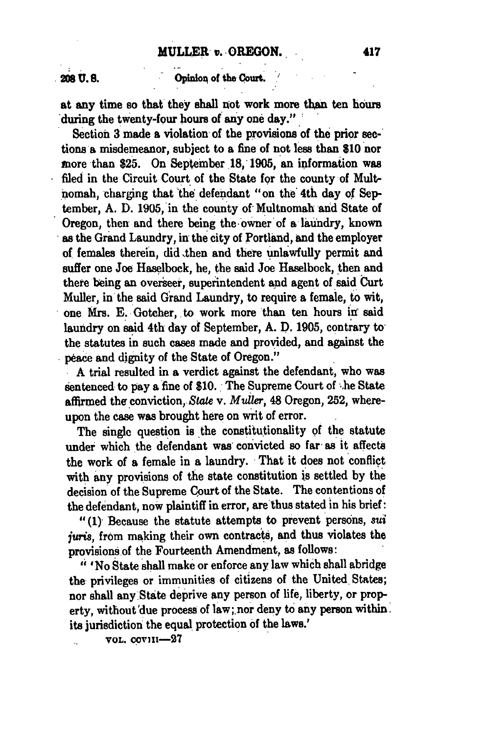at any time so that they shall not work more than ten hours during the twenty-four hours of any one day."

Section 3 made a violation of the provisions of the prior sections a misdemeanor, subject to a fine of not less than $10 nor more than $25. On September 18, 1905, an information was filed in the Circuit Court of the State for the county of Multnomah, charging that the defendant "on the 4th day of September, A. D. 1905, in the county of Multnomah and State of Oregon, then and there being the owner of a laundry, known as the Grand Laundry, in the city of Portland, and the employer of females therein, did then and there unlawfully permit and suffer one Joe Haselbock, he, the said Joe Haselbock, then and there being an overseer, superintendent and agent of said Curt Muller, in the said Grand Laundry, to require a female, to wit, one Mrs. E. Gotcher, to work more than ten hours in said laundry on said 4th day of September, A. D. 1905, contrary to the statutes in such cases made and provided, and against the peace and dignity of the State of Oregon."

A trial resulted in a verdict against the defendant, who was sentenced to pay a fine of $10. The Supreme Court of the State affirmed the conviction, *State* v. *Muller*, 48 Oregon, 252, whereupon the case was brought here on writ of error.

The single question is the constitutionality of the statute under which the defendant was convicted so far as it affects the work of a female in a laundry. That it does not conflict with any provisions of the state constitution is settled by the decision of the Supreme Court of the State. The contentions of the defendant, now plaintiff in error, are thus stated in his brief:

"(1) Because the statute attempts to prevent persons, *sui juris*, from making their own contracts, and thus violates the provisions of the Fourteenth Amendment, as follows:

"'No State shall make or enforce any law which shall abridge the privileges or immunities of citizens of the United States; nor shall any State deprive any person of life, liberty, or property, without due process of law; nor deny to any person within its jurisdiction the equal protection of the laws.'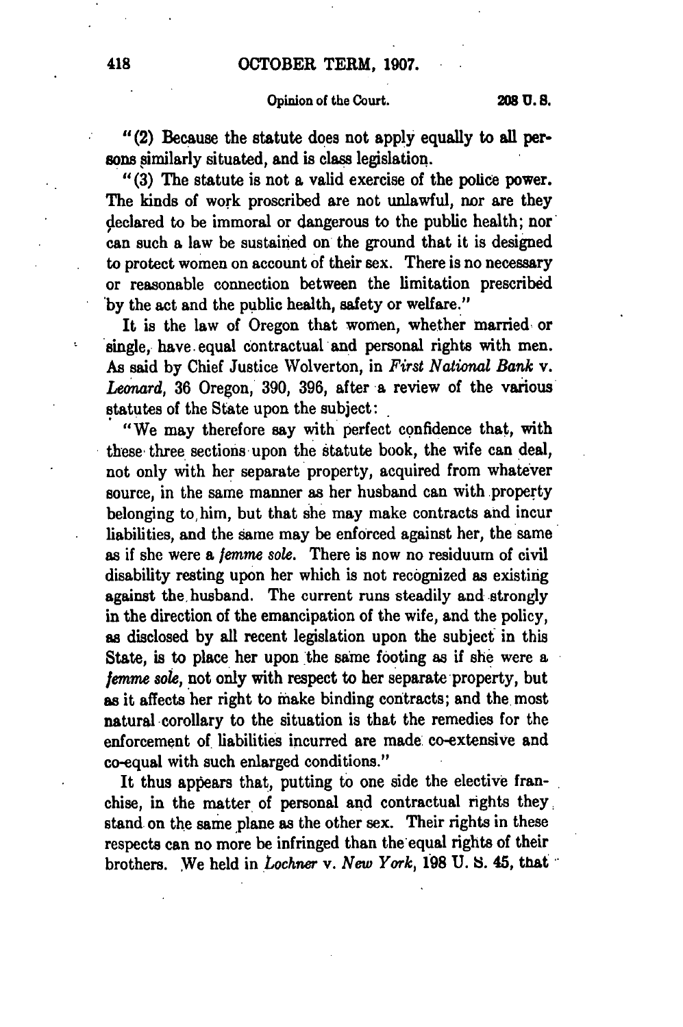"(2) Because the statute does not apply equally to all persons similarly situated, and is class legislation.

"(3) The statute is not a valid exercise of the police power. The kinds of work proscribed are not unlawful, nor are they declared to be immoral or dangerous to the public health; nor can such a law be sustained on the ground that it is designed to protect women on account of their sex. There is no necessary or reasonable connection between the limitation prescribed by the act and the public health, safety or welfare."

It is the law of Oregon that women, whether married or single, have equal contractual and personal rights with men. As said by Chief Justice Wolverton, in *First National Bank* v. *Leonard*, 36 Oregon, 390, 396, after a review of the various statutes of the State upon the subject:

"We may therefore say with perfect confidence that, with these three sections upon the statute book, the wife can deal, not only with her separate property, acquired from whatever source, in the same manner as her husband can with property belonging to him, but that she may make contracts and incur liabilities, and the same may be enforced against her, the same as if she were a *femme sole*. There is now no residuum of civil disability resting upon her which is not recognized as existing against the husband. The current runs steadily and strongly in the direction of the emancipation of the wife, and the policy, as disclosed by all recent legislation upon the subject in this State, is to place her upon the same footing as if she were a *femme sole*, not only with respect to her separate property, but as it affects her right to make binding contracts; and the most natural corollary to the situation is that the remedies for the enforcement of liabilities incurred are made co-extensive and co-equal with such enlarged conditions."

It thus appears that, putting to one side the elective franchise, in the matter of personal and contractual rights they stand on the same plane as the other sex. Their rights in these respects can no more be infringed than the equal rights of their brothers. We held in *Lochner* v. *New York*, 198 U. S. 45, that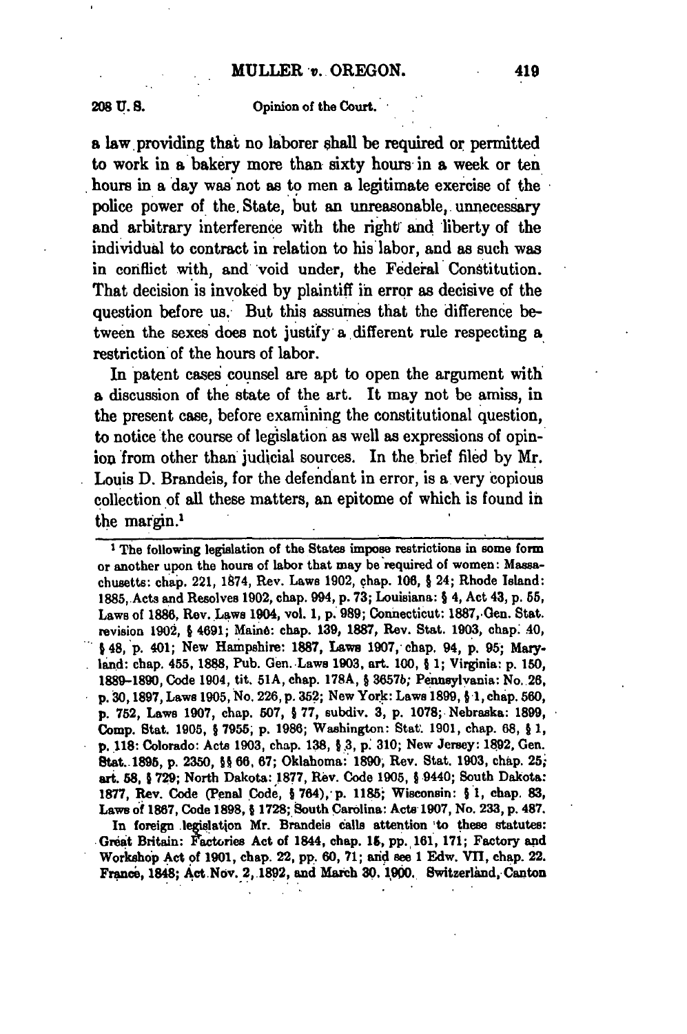a law providing that no laborer shall be required or permitted to work in a bakery more than sixty hours in a week or ten hours in a day was not as to men a legitimate exercise of the police power of the State, but an unreasonable, unnecessary and arbitrary interference with the right and liberty of the individual to contract in relation to his labor, and as such was in conflict with, and void under, the Federal Constitution. That decision is invoked by plaintiff in error as decisive of the question before us. But this assumes that the difference between the sexes does not justify a different rule respecting a restriction of the hours of labor.

In patent cases counsel are apt to open the argument with a discussion of the state of the art. It may not be amiss, in the present case, before examining the constitutional question, to notice the course of legislation as well as expressions of opinion from other than judicial sources. In the brief filed by Mr. Louis D. Brandeis, for the defendant in error, is a very copious collection of all these matters, an epitome of which is found in the margin.[1]

---

[1] The following legislation of the States impose restrictions in some form or another upon the hours of labor that may be required of women: Massachusetts: chap. 221, 1874, Rev. Laws 1902, chap. 106, § 24; Rhode Island: 1885, Acts and Resolves 1902, chap. 994, p. 73; Louisiana: § 4, Act 43, p. 55, Laws of 1886, Rev. Laws 1904, vol. 1, p. 989; Connecticut: 1887, Gen. Stat. revision 1902, § 4691; Maine: chap. 139, 1887, Rev. Stat. 1903, chap. 40, § 48, p. 401; New Hampshire: 1887, Laws 1907, chap. 94, p. 95; Maryland: chap. 455, 1888, Pub. Gen. Laws 1903, art. 100, § 1; Virginia: p. 150, 1889–1890, Code 1904, tit. 51A, chap. 178A, § 3657b; Pennsylvania: No. 26, p. 30, 1897, Laws 1905, No. 226, p. 352; New York: Laws 1899, § 1, chap. 560, p. 752, Laws 1907, chap. 507, § 77, subdiv. 3, p. 1078; Nebraska: 1899, Comp. Stat. 1905, § 7955, p. 1986; Washington: Stat. 1901, chap. 68, § 1, p. 118: Colorado: Acts 1903, chap. 138, § 3, p. 310; New Jersey: 1892, Gen. Stat. 1895, p. 2350, §§ 66, 67; Oklahoma: 1890, Rev. Stat. 1903, chap. 25, art. 58, § 729; North Dakota: 1877, Rev. Code 1905, § 9440; South Dakota: 1877, Rev. Code (Penal Code, § 764), p. 1185; Wisconsin: § 1, chap. 83, Laws of 1867, Code 1898, § 1728; South Carolina: Acts 1907, No. 233, p. 487.

In foreign legislation Mr. Brandeis calls attention to these statutes: Great Britain: Factories Act of 1844, chap. 15, pp. 161, 171; Factory and Workshop Act of 1901, chap. 22, pp. 60, 71; and see 1 Edw. VII, chap. 22. France, 1848; Act Nov. 2, 1892, and March 30, 1900. Switzerland, Canton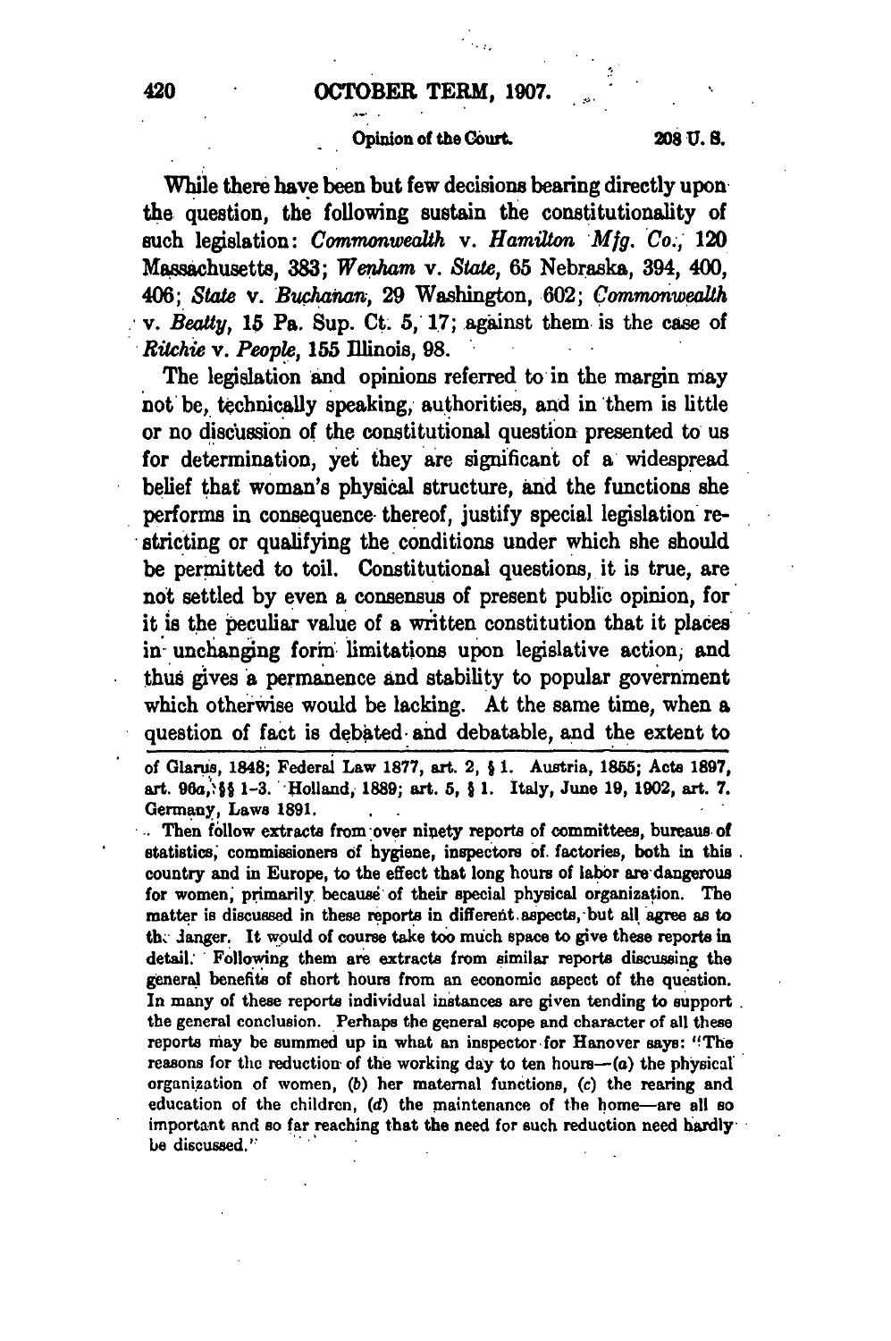While there have been but few decisions bearing directly upon the question, the following sustain the constitutionality of such legislation: *Commonwealth* v. *Hamilton Mfg. Co.*, 120 Massachusetts, 383; *Wenham* v. *State*, 65 Nebraska, 394, 400, 406; *State* v. *Buchanan*, 29 Washington, 602; *Commonwealth* v. *Beatty*, 15 Pa. Sup. Ct. 5, 17; against them is the case of *Ritchie* v. *People*, 155 Illinois, 98.

The legislation and opinions referred to in the margin may not be, technically speaking, authorities, and in them is little or no discussion of the constitutional question presented to us for determination, yet they are significant of a widespread belief that woman's physical structure, and the functions she performs in consequence thereof, justify special legislation restricting or qualifying the conditions under which she should be permitted to toil. Constitutional questions, it is true, are not settled by even a consensus of present public opinion, for it is the peculiar value of a written constitution that it places in unchanging form limitations upon legislative action, and thus gives a permanence and stability to popular government which otherwise would be lacking. At the same time, when a question of fact is debated and debatable, and the extent to

---

of Glarus, 1848; Federal Law 1877, art. 2, § 1. Austria, 1855; Acts 1897, art. 96a, §§ 1-3. Holland, 1889; art. 5, § 1. Italy, June 19, 1902, art. 7. Germany, Laws 1891.

Then follow extracts from over ninety reports of committees, bureaus of statistics, commissioners of hygiene, inspectors of factories, both in this country and in Europe, to the effect that long hours of labor are dangerous for women, primarily because of their special physical organization. The matter is discussed in these reports in different aspects, but all agree as to the danger. It would of course take too much space to give these reports in detail. Following them are extracts from similar reports discussing the general benefits of short hours from an economic aspect of the question. In many of these reports individual instances are given tending to support the general conclusion. Perhaps the general scope and character of all these reports may be summed up in what an inspector for Hanover says: "The reasons for the reduction of the working day to ten hours—(*a*) the physical organization of women, (*b*) her maternal functions, (*c*) the rearing and education of the children, (*d*) the maintenance of the home—are all so important and so far reaching that the need for such reduction need hardly be discussed."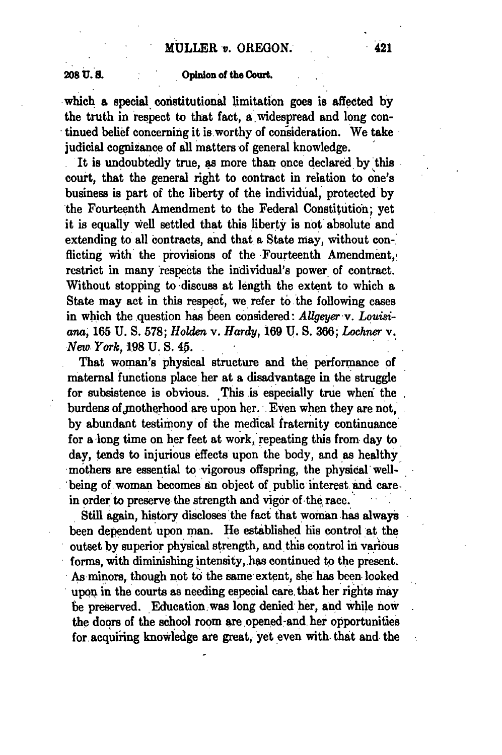which a special constitutional limitation goes is affected by the truth in respect to that fact, a widespread and long continued belief concerning it is worthy of consideration. We take judicial cognizance of all matters of general knowledge.

It is undoubtedly true, as more than once declared by this court, that the general right to contract in relation to one's business is part of the liberty of the individual, protected by the Fourteenth Amendment to the Federal Constitution; yet it is equally well settled that this liberty is not absolute and extending to all contracts, and that a State may, without conflicting with the provisions of the Fourteenth Amendment, restrict in many respects the individual's power of contract. Without stopping to discuss at length the extent to which a State may act in this respect, we refer to the following cases in which the question has been considered: *Allgeyer* v. *Louisiana*, 165 U. S. 578; *Holden* v. *Hardy*, 169 U. S. 366; *Lochner* v. *New York*, 198 U. S. 45.

That woman's physical structure and the performance of maternal functions place her at a disadvantage in the struggle for subsistence is obvious. This is especially true when the burdens of motherhood are upon her. Even when they are not, by abundant testimony of the medical fraternity continuance for a long time on her feet at work, repeating this from day to day, tends to injurious effects upon the body, and as healthy mothers are essential to vigorous offspring, the physical well-being of woman becomes an object of public interest and care in order to preserve the strength and vigor of the race.

Still again, history discloses the fact that woman has always been dependent upon man. He established his control at the outset by superior physical strength, and this control in various forms, with diminishing intensity, has continued to the present. As minors, though not to the same extent, she has been looked upon in the courts as needing especial care that her rights may be preserved. Education was long denied her, and while now the doors of the school room are opened and her opportunities for acquiring knowledge are great, yet even with that and the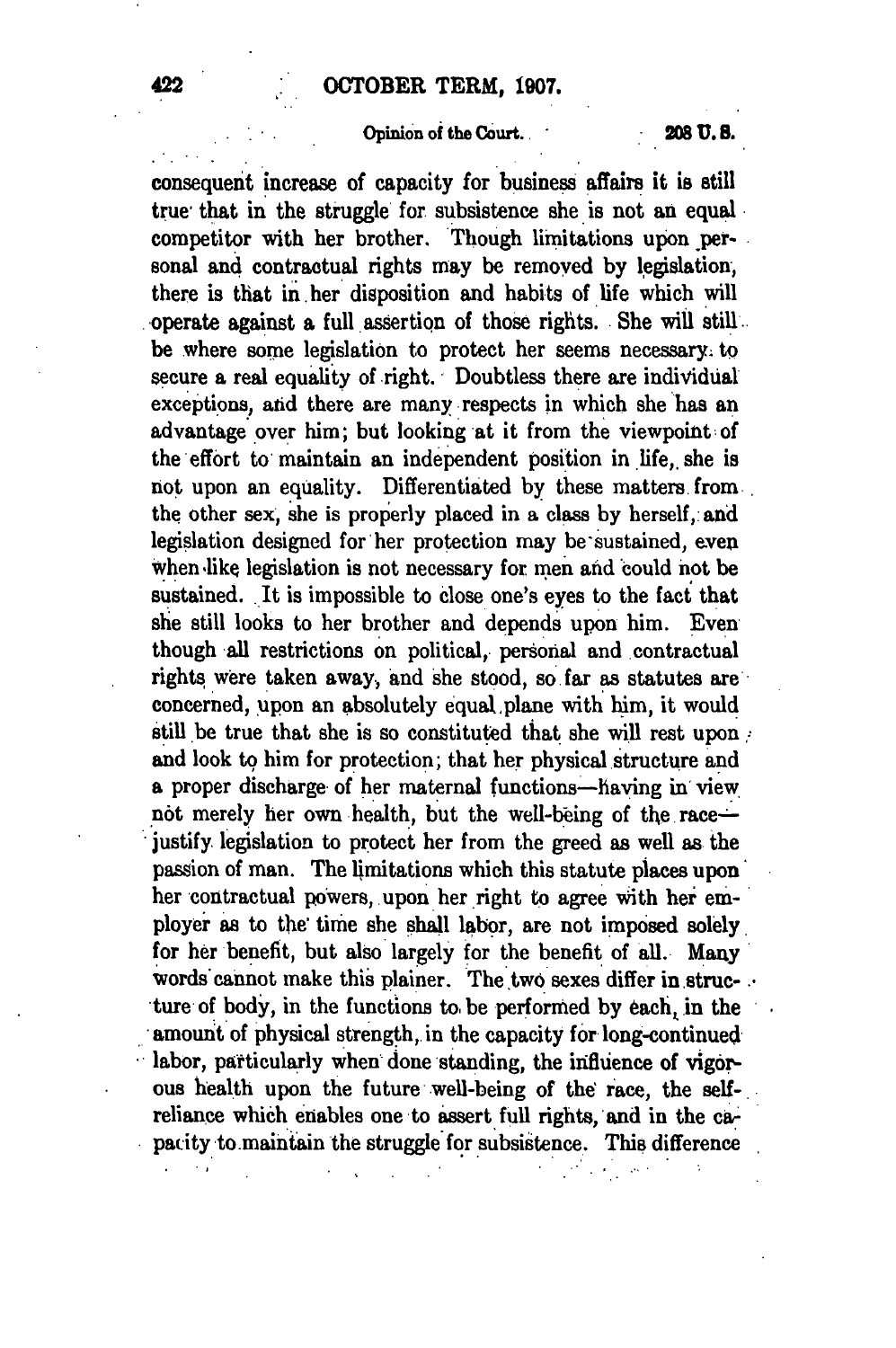consequent increase of capacity for business affairs it is still true that in the struggle for subsistence she is not an equal competitor with her brother. Though limitations upon personal and contractual rights may be removed by legislation, there is that in her disposition and habits of life which will operate against a full assertion of those rights. She will still be where some legislation to protect her seems necessary to secure a real equality of right. Doubtless there are individual exceptions, and there are many respects in which she has an advantage over him; but looking at it from the viewpoint of the effort to maintain an independent position in life, she is not upon an equality. Differentiated by these matters from the other sex, she is properly placed in a class by herself, and legislation designed for her protection may be sustained, even when like legislation is not necessary for men and could not be sustained. It is impossible to close one's eyes to the fact that she still looks to her brother and depends upon him. Even though all restrictions on political, personal and contractual rights were taken away, and she stood, so far as statutes are concerned, upon an absolutely equal plane with him, it would still be true that she is so constituted that she will rest upon and look to him for protection; that her physical structure and a proper discharge of her maternal functions—having in view not merely her own health, but the well-being of the race—justify legislation to protect her from the greed as well as the passion of man. The limitations which this statute places upon her contractual powers, upon her right to agree with her employer as to the time she shall labor, are not imposed solely for her benefit, but also largely for the benefit of all. Many words cannot make this plainer. The two sexes differ in structure of body, in the functions to be performed by each, in the amount of physical strength, in the capacity for long-continued labor, particularly when done standing, the influence of vigorous health upon the future well-being of the race, the self-reliance which enables one to assert full rights, and in the capacity to maintain the struggle for subsistence. This difference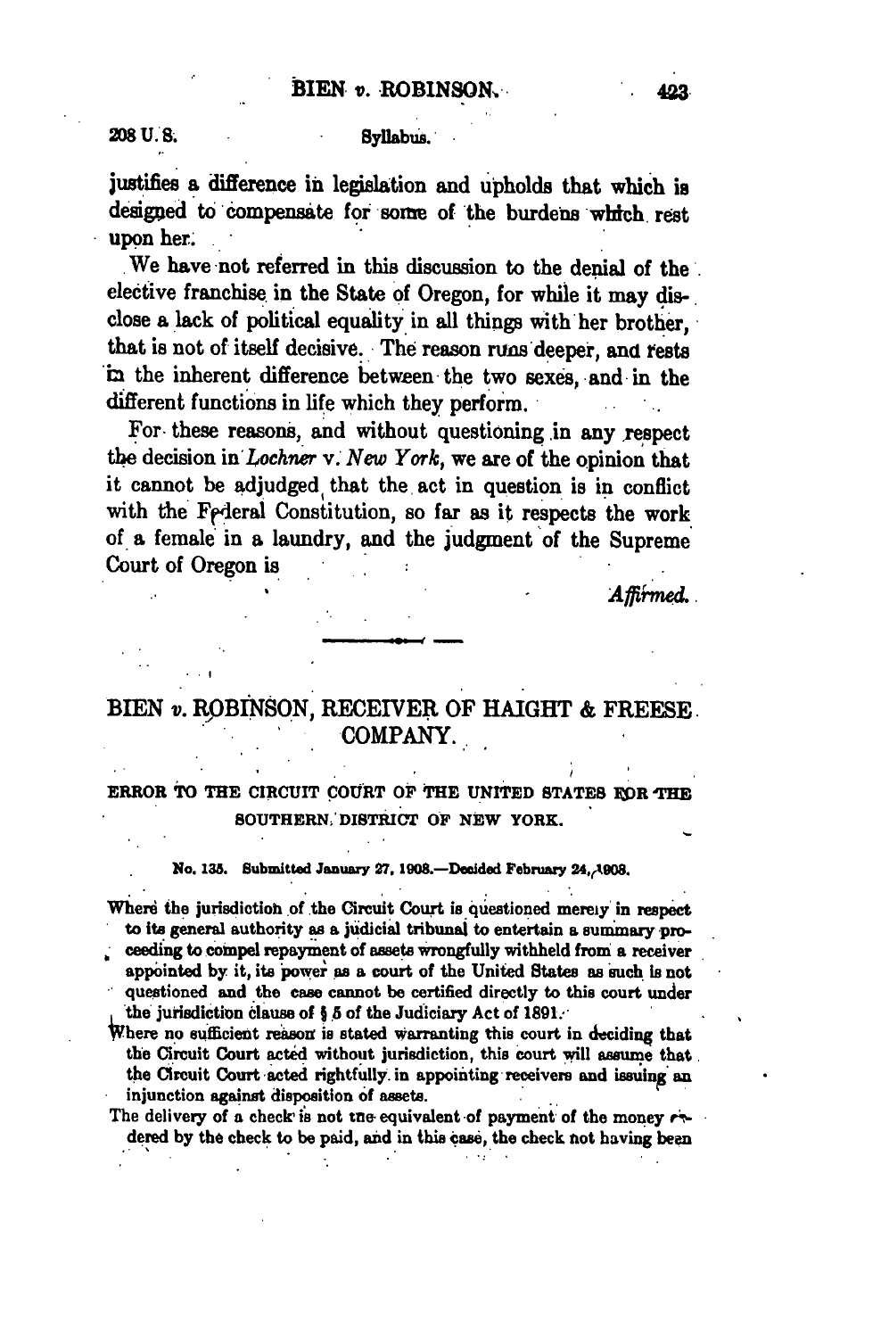justifies a difference in legislation and upholds that which is designed to compensate for some of the burdens which rest upon her.

We have not referred in this discussion to the denial of the elective franchise in the State of Oregon, for while it may disclose a lack of political equality in all things with her brother, that is not of itself decisive. The reason runs deeper, and rests in the inherent difference between the two sexes, and in the different functions in life which they perform.

For these reasons, and without questioning in any respect the decision in *Lochner* v. *New York*, we are of the opinion that it cannot be adjudged that the act in question is in conflict with the Federal Constitution, so far as it respects the work of a female in a laundry, and the judgment of the Supreme Court of Oregon is

*Affirmed.*

---

## BIEN *v.* ROBINSON, RECEIVER OF HAIGHT & FREESE COMPANY.

### ERROR TO THE CIRCUIT COURT OF THE UNITED STATES FOR THE SOUTHERN DISTRICT OF NEW YORK.

No. 135. Submitted January 27, 1908.—Decided February 24, 1908.

Where the jurisdiction of the Circuit Court is questioned merely in respect to its general authority as a judicial tribunal to entertain a summary proceeding to compel repayment of assets wrongfully withheld from a receiver appointed by it, its power as a court of the United States as such is not questioned and the case cannot be certified directly to this court under the jurisdiction clause of § 5 of the Judiciary Act of 1891.

Where no sufficient reason is stated warranting this court in deciding that the Circuit Court acted without jurisdiction, this court will assume that the Circuit Court acted rightfully in appointing receivers and issuing an injunction against disposition of assets.

The delivery of a check is not the equivalent of payment of the money ordered by the check to be paid, and in this case, the check not having been